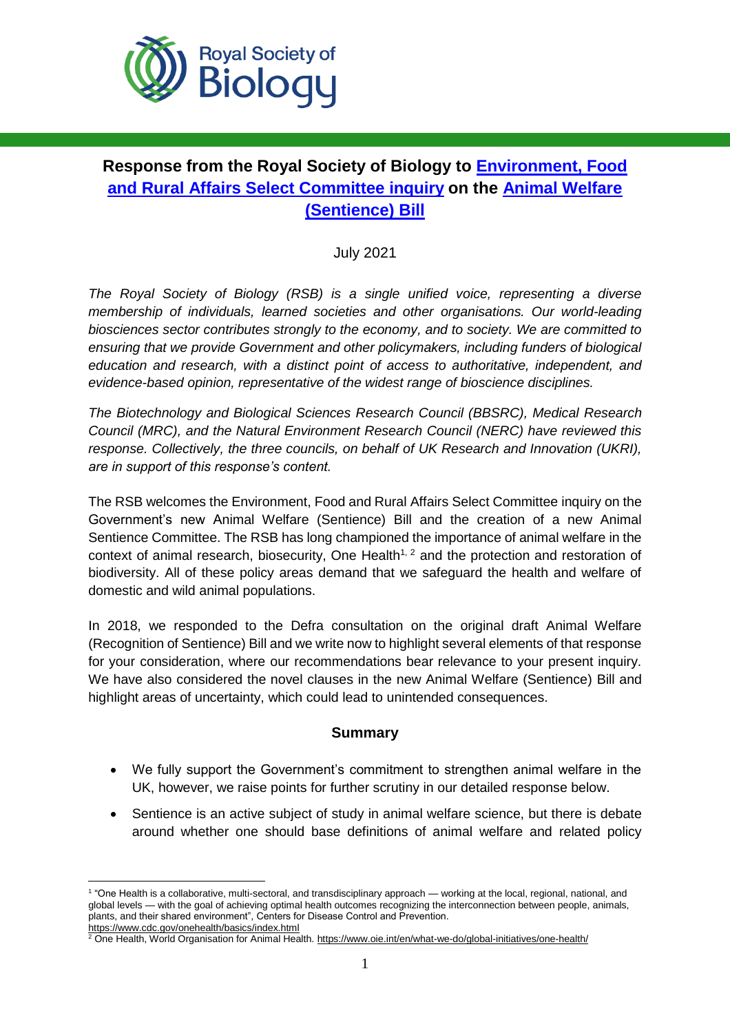# Response from the Royal Society of Biology to Environment, Food and Rural Affairs Select Committee inquiry on the Animal Welfare (Sentience) Bill

July 2021

*The Royal Society of Biology (RSB) is a single unified voice, representing a diverse membership of individuals, learned societies and other organisations. Our world-leading biosciences sector contributes strongly to the economy, and to society. We are committed to ensuring that we provide Government and other policymakers, including funders of biological education and research, with a distinct point of access to authoritative, independent, and evidence-based opinion, representative of the widest range of bioscience disciplines.*

*The Biotechnology and Biological Sciences Research Council (BBSRC), Medical Research Council (MRC), and the Natural Environment Research Council (NERC) have reviewed this response. Collectively, the three councils, on behalf of UK Research and Innovation (UKRI), are in support of this response's content.*

The RSB welcomes the Environment, Food and Rural Affairs Select Committee inquiry on the Government's new Animal Welfare (Sentience) Bill and the creation of a new Animal Sentience Committee. The RSB has long championed the importance of animal welfare in the context of animal research, biosecurity, One Health[1, 2] and the protection and restoration of biodiversity. All of these policy areas demand that we safeguard the health and welfare of domestic and wild animal populations.

In 2018, we responded to the Defra consultation on the original draft Animal Welfare (Recognition of Sentience) Bill and we write now to highlight several elements of that response for your consideration, where our recommendations bear relevance to your present inquiry. We have also considered the novel clauses in the new Animal Welfare (Sentience) Bill and highlight areas of uncertainty, which could lead to unintended consequences.

## Summary

- We fully support the Government's commitment to strengthen animal welfare in the UK, however, we raise points for further scrutiny in our detailed response below.
- Sentience is an active subject of study in animal welfare science, but there is debate around whether one should base definitions of animal welfare and related policy

[1] "One Health is a collaborative, multi-sectoral, and transdisciplinary approach — working at the local, regional, national, and global levels — with the goal of achieving optimal health outcomes recognizing the interconnection between people, animals, plants, and their shared environment", Centers for Disease Control and Prevention. https://www.cdc.gov/onehealth/basics/index.html

[2] One Health, World Organisation for Animal Health. https://www.oie.int/en/what-we-do/global-initiatives/one-health/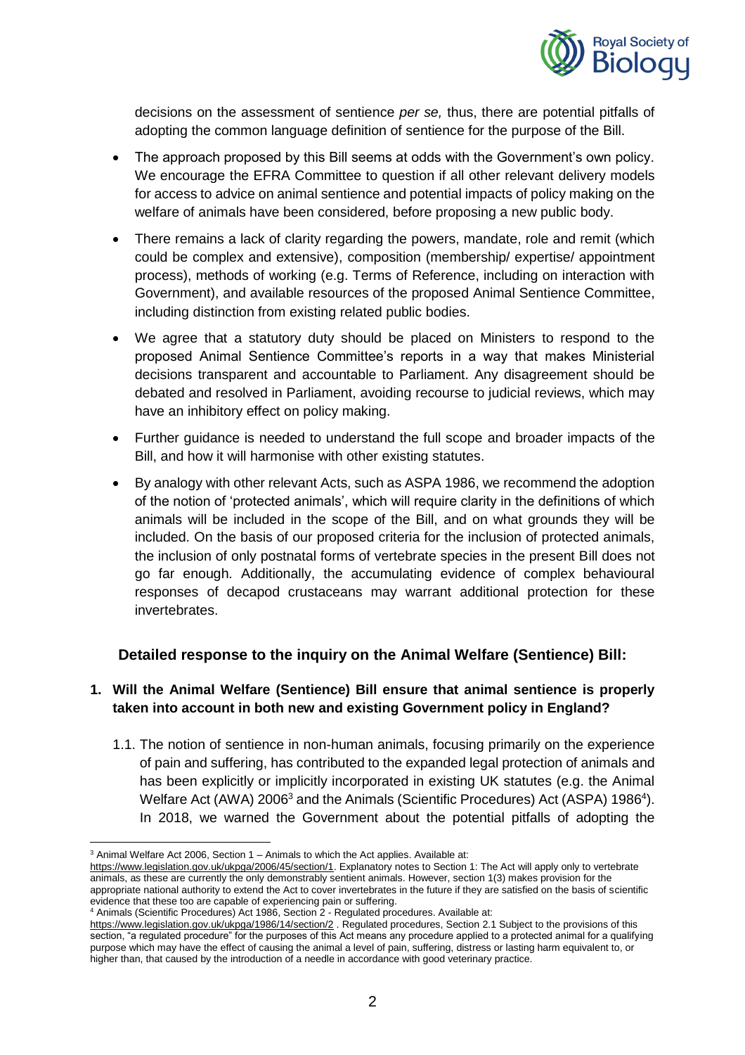decisions on the assessment of sentience *per se,* thus, there are potential pitfalls of adopting the common language definition of sentience for the purpose of the Bill.

- The approach proposed by this Bill seems at odds with the Government's own policy. We encourage the EFRA Committee to question if all other relevant delivery models for access to advice on animal sentience and potential impacts of policy making on the welfare of animals have been considered, before proposing a new public body.
- There remains a lack of clarity regarding the powers, mandate, role and remit (which could be complex and extensive), composition (membership/ expertise/ appointment process), methods of working (e.g. Terms of Reference, including on interaction with Government), and available resources of the proposed Animal Sentience Committee, including distinction from existing related public bodies.
- We agree that a statutory duty should be placed on Ministers to respond to the proposed Animal Sentience Committee's reports in a way that makes Ministerial decisions transparent and accountable to Parliament. Any disagreement should be debated and resolved in Parliament, avoiding recourse to judicial reviews, which may have an inhibitory effect on policy making.
- Further guidance is needed to understand the full scope and broader impacts of the Bill, and how it will harmonise with other existing statutes.
- By analogy with other relevant Acts, such as ASPA 1986, we recommend the adoption of the notion of 'protected animals', which will require clarity in the definitions of which animals will be included in the scope of the Bill, and on what grounds they will be included. On the basis of our proposed criteria for the inclusion of protected animals, the inclusion of only postnatal forms of vertebrate species in the present Bill does not go far enough. Additionally, the accumulating evidence of complex behavioural responses of decapod crustaceans may warrant additional protection for these invertebrates.

## Detailed response to the inquiry on the Animal Welfare (Sentience) Bill:

### 1. Will the Animal Welfare (Sentience) Bill ensure that animal sentience is properly taken into account in both new and existing Government policy in England?

1.1. The notion of sentience in non-human animals, focusing primarily on the experience of pain and suffering, has contributed to the expanded legal protection of animals and has been explicitly or implicitly incorporated in existing UK statutes (e.g. the Animal Welfare Act (AWA) 2006[3] and the Animals (Scientific Procedures) Act (ASPA) 1986[4]). In 2018, we warned the Government about the potential pitfalls of adopting the

[3] Animal Welfare Act 2006, Section 1 – Animals to which the Act applies. Available at: https://www.legislation.gov.uk/ukpga/2006/45/section/1. Explanatory notes to Section 1: The Act will apply only to vertebrate animals, as these are currently the only demonstrably sentient animals. However, section 1(3) makes provision for the appropriate national authority to extend the Act to cover invertebrates in the future if they are satisfied on the basis of scientific evidence that these too are capable of experiencing pain or suffering.

[4] Animals (Scientific Procedures) Act 1986, Section 2 - Regulated procedures. Available at: https://www.legislation.gov.uk/ukpga/1986/14/section/2 . Regulated procedures, Section 2.1 Subject to the provisions of this section, "a regulated procedure" for the purposes of this Act means any procedure applied to a protected animal for a qualifying purpose which may have the effect of causing the animal a level of pain, suffering, distress or lasting harm equivalent to, or higher than, that caused by the introduction of a needle in accordance with good veterinary practice.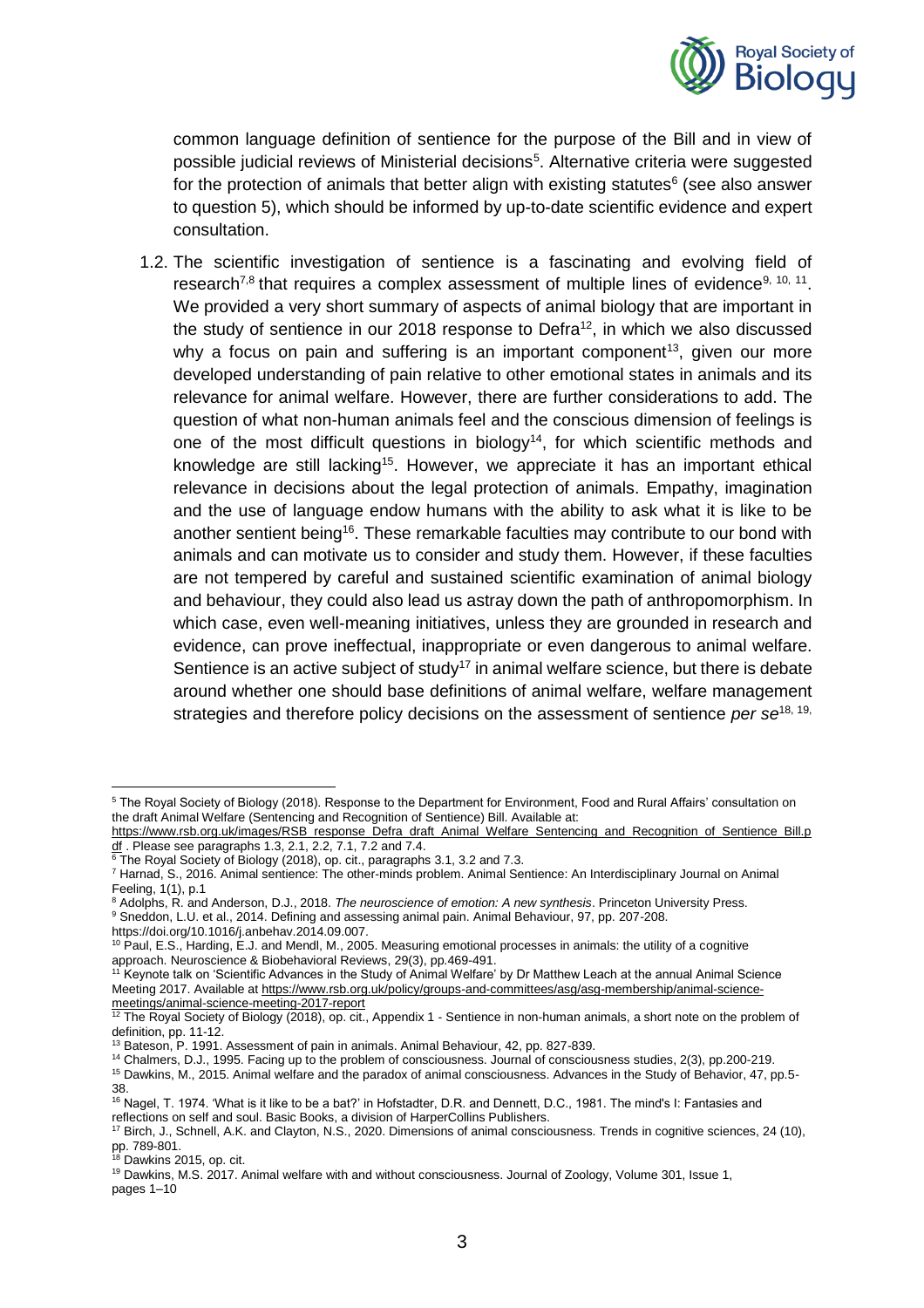common language definition of sentience for the purpose of the Bill and in view of possible judicial reviews of Ministerial decisions[5]. Alternative criteria were suggested for the protection of animals that better align with existing statutes[6] (see also answer to question 5), which should be informed by up-to-date scientific evidence and expert consultation.

1.2. The scientific investigation of sentience is a fascinating and evolving field of research[7,8] that requires a complex assessment of multiple lines of evidence[9, 10, 11]. We provided a very short summary of aspects of animal biology that are important in the study of sentience in our 2018 response to Defra[12], in which we also discussed why a focus on pain and suffering is an important component[13], given our more developed understanding of pain relative to other emotional states in animals and its relevance for animal welfare. However, there are further considerations to add. The question of what non-human animals feel and the conscious dimension of feelings is one of the most difficult questions in biology[14], for which scientific methods and knowledge are still lacking[15]. However, we appreciate it has an important ethical relevance in decisions about the legal protection of animals. Empathy, imagination and the use of language endow humans with the ability to ask what it is like to be another sentient being[16]. These remarkable faculties may contribute to our bond with animals and can motivate us to consider and study them. However, if these faculties are not tempered by careful and sustained scientific examination of animal biology and behaviour, they could also lead us astray down the path of anthropomorphism. In which case, even well-meaning initiatives, unless they are grounded in research and evidence, can prove ineffectual, inappropriate or even dangerous to animal welfare. Sentience is an active subject of study[17] in animal welfare science, but there is debate around whether one should base definitions of animal welfare, welfare management strategies and therefore policy decisions on the assessment of sentience *per se*[18, 19,

---

[5] The Royal Society of Biology (2018). Response to the Department for Environment, Food and Rural Affairs' consultation on the draft Animal Welfare (Sentencing and Recognition of Sentience) Bill. Available at: https://www.rsb.org.uk/images/RSB_response_Defra_draft_Animal_Welfare_Sentencing_and_Recognition_of_Sentience_Bill.pdf . Please see paragraphs 1.3, 2.1, 2.2, 7.1, 7.2 and 7.4.

[6] The Royal Society of Biology (2018), op. cit., paragraphs 3.1, 3.2 and 7.3.

[7] Harnad, S., 2016. Animal sentience: The other-minds problem. Animal Sentience: An Interdisciplinary Journal on Animal Feeling, 1(1), p.1

[8] Adolphs, R. and Anderson, D.J., 2018. *The neuroscience of emotion: A new synthesis*. Princeton University Press.

[9] Sneddon, L.U. et al., 2014. Defining and assessing animal pain. Animal Behaviour, 97, pp. 207-208. https://doi.org/10.1016/j.anbehav.2014.09.007.

[10] Paul, E.S., Harding, E.J. and Mendl, M., 2005. Measuring emotional processes in animals: the utility of a cognitive approach. Neuroscience & Biobehavioral Reviews, 29(3), pp.469-491.

[11] Keynote talk on 'Scientific Advances in the Study of Animal Welfare' by Dr Matthew Leach at the annual Animal Science Meeting 2017. Available at https://www.rsb.org.uk/policy/groups-and-committees/asg/asg-membership/animal-science-meetings/animal-science-meeting-2017-report

[12] The Royal Society of Biology (2018), op. cit., Appendix 1 - Sentience in non-human animals, a short note on the problem of definition, pp. 11-12.

[13] Bateson, P. 1991. Assessment of pain in animals. Animal Behaviour, 42, pp. 827-839.

[14] Chalmers, D.J., 1995. Facing up to the problem of consciousness. Journal of consciousness studies, 2(3), pp.200-219.

[15] Dawkins, M., 2015. Animal welfare and the paradox of animal consciousness. Advances in the Study of Behavior, 47, pp.5-38.

[16] Nagel, T. 1974. 'What is it like to be a bat?' in Hofstadter, D.R. and Dennett, D.C., 1981. The mind's I: Fantasies and reflections on self and soul. Basic Books, a division of HarperCollins Publishers.

[17] Birch, J., Schnell, A.K. and Clayton, N.S., 2020. Dimensions of animal consciousness. Trends in cognitive sciences, 24 (10), pp. 789-801.

[18] Dawkins 2015, op. cit.

[19] Dawkins, M.S. 2017. Animal welfare with and without consciousness. Journal of Zoology, Volume 301, Issue 1, pages 1–10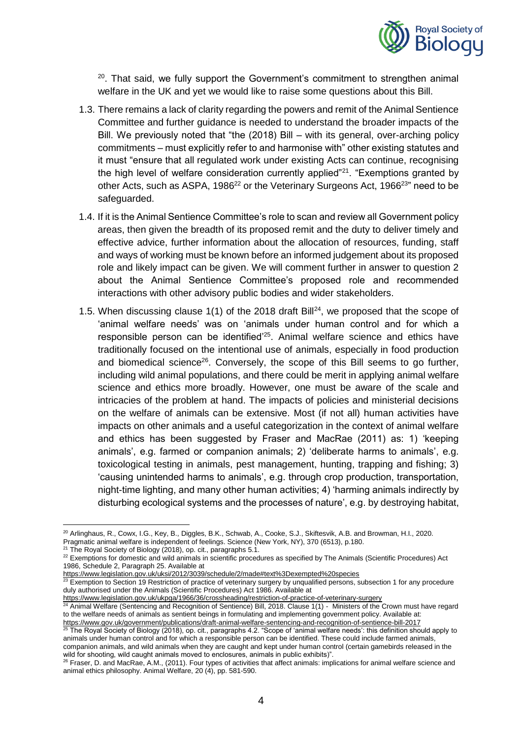[20]. That said, we fully support the Government's commitment to strengthen animal welfare in the UK and yet we would like to raise some questions about this Bill.

1.3. There remains a lack of clarity regarding the powers and remit of the Animal Sentience Committee and further guidance is needed to understand the broader impacts of the Bill. We previously noted that "the (2018) Bill – with its general, over-arching policy commitments – must explicitly refer to and harmonise with" other existing statutes and it must "ensure that all regulated work under existing Acts can continue, recognising the high level of welfare consideration currently applied"[21]. "Exemptions granted by other Acts, such as ASPA, 1986[22] or the Veterinary Surgeons Act, 1966[23]" need to be safeguarded.

1.4. If it is the Animal Sentience Committee's role to scan and review all Government policy areas, then given the breadth of its proposed remit and the duty to deliver timely and effective advice, further information about the allocation of resources, funding, staff and ways of working must be known before an informed judgement about its proposed role and likely impact can be given. We will comment further in answer to question 2 about the Animal Sentience Committee's proposed role and recommended interactions with other advisory public bodies and wider stakeholders.

1.5. When discussing clause 1(1) of the 2018 draft Bill[24], we proposed that the scope of 'animal welfare needs' was on 'animals under human control and for which a responsible person can be identified'[25]. Animal welfare science and ethics have traditionally focused on the intentional use of animals, especially in food production and biomedical science[26]. Conversely, the scope of this Bill seems to go further, including wild animal populations, and there could be merit in applying animal welfare science and ethics more broadly. However, one must be aware of the scale and intricacies of the problem at hand. The impacts of policies and ministerial decisions on the welfare of animals can be extensive. Most (if not all) human activities have impacts on other animals and a useful categorization in the context of animal welfare and ethics has been suggested by Fraser and MacRae (2011) as: 1) 'keeping animals', e.g. farmed or companion animals; 2) 'deliberate harms to animals', e.g. toxicological testing in animals, pest management, hunting, trapping and fishing; 3) 'causing unintended harms to animals', e.g. through crop production, transportation, night-time lighting, and many other human activities; 4) 'harming animals indirectly by disturbing ecological systems and the processes of nature', e.g. by destroying habitat,

---

[20] Arlinghaus, R., Cowx, I.G., Key, B., Diggles, B.K., Schwab, A., Cooke, S.J., Skiftesvik, A.B. and Browman, H.I., 2020. Pragmatic animal welfare is independent of feelings. Science (New York, NY), 370 (6513), p.180.

[21] The Royal Society of Biology (2018), op. cit., paragraphs 5.1.

[22] Exemptions for domestic and wild animals in scientific procedures as specified by The Animals (Scientific Procedures) Act 1986, Schedule 2, Paragraph 25. Available at https://www.legislation.gov.uk/uksi/2012/3039/schedule/2/made#text%3Dexempted%20species

[23] Exemption to Section 19 Restriction of practice of veterinary surgery by unqualified persons, subsection 1 for any procedure duly authorised under the Animals (Scientific Procedures) Act 1986. Available at https://www.legislation.gov.uk/ukpga/1966/36/crossheading/restriction-of-practice-of-veterinary-surgery

[24] Animal Welfare (Sentencing and Recognition of Sentience) Bill, 2018. Clause 1(1) - Ministers of the Crown must have regard to the welfare needs of animals as sentient beings in formulating and implementing government policy. Available at: https://www.gov.uk/government/publications/draft-animal-welfare-sentencing-and-recognition-of-sentience-bill-2017

[25] The Royal Society of Biology (2018), op. cit., paragraphs 4.2. "Scope of 'animal welfare needs': this definition should apply to animals under human control and for which a responsible person can be identified. These could include farmed animals, companion animals, and wild animals when they are caught and kept under human control (certain gamebirds released in the wild for shooting, wild caught animals moved to enclosures, animals in public exhibits)".

[26] Fraser, D. and MacRae, A.M., (2011). Four types of activities that affect animals: implications for animal welfare science and animal ethics philosophy. Animal Welfare, 20 (4), pp. 581-590.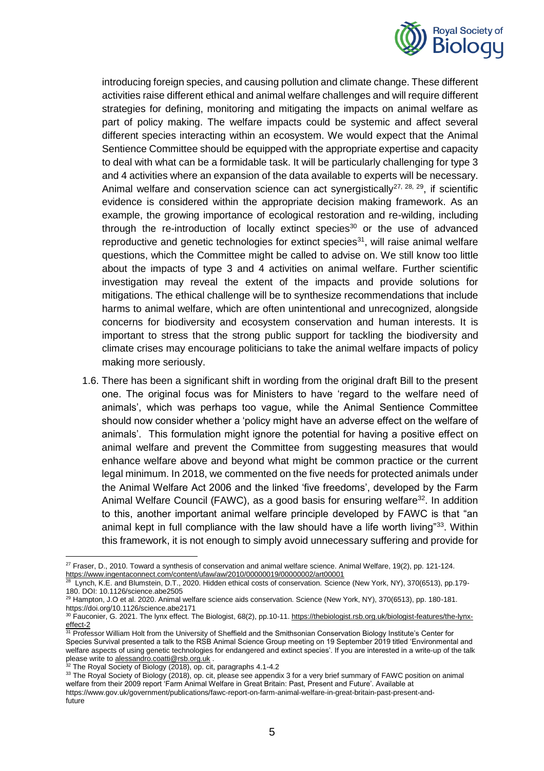introducing foreign species, and causing pollution and climate change. These different activities raise different ethical and animal welfare challenges and will require different strategies for defining, monitoring and mitigating the impacts on animal welfare as part of policy making. The welfare impacts could be systemic and affect several different species interacting within an ecosystem. We would expect that the Animal Sentience Committee should be equipped with the appropriate expertise and capacity to deal with what can be a formidable task. It will be particularly challenging for type 3 and 4 activities where an expansion of the data available to experts will be necessary. Animal welfare and conservation science can act synergistically[27, 28, 29], if scientific evidence is considered within the appropriate decision making framework. As an example, the growing importance of ecological restoration and re-wilding, including through the re-introduction of locally extinct species[30] or the use of advanced reproductive and genetic technologies for extinct species[31], will raise animal welfare questions, which the Committee might be called to advise on. We still know too little about the impacts of type 3 and 4 activities on animal welfare. Further scientific investigation may reveal the extent of the impacts and provide solutions for mitigations. The ethical challenge will be to synthesize recommendations that include harms to animal welfare, which are often unintentional and unrecognized, alongside concerns for biodiversity and ecosystem conservation and human interests. It is important to stress that the strong public support for tackling the biodiversity and climate crises may encourage politicians to take the animal welfare impacts of policy making more seriously.

1.6. There has been a significant shift in wording from the original draft Bill to the present one. The original focus was for Ministers to have 'regard to the welfare need of animals', which was perhaps too vague, while the Animal Sentience Committee should now consider whether a 'policy might have an adverse effect on the welfare of animals'. This formulation might ignore the potential for having a positive effect on animal welfare and prevent the Committee from suggesting measures that would enhance welfare above and beyond what might be common practice or the current legal minimum. In 2018, we commented on the five needs for protected animals under the Animal Welfare Act 2006 and the linked 'five freedoms', developed by the Farm Animal Welfare Council (FAWC), as a good basis for ensuring welfare[32]. In addition to this, another important animal welfare principle developed by FAWC is that "an animal kept in full compliance with the law should have a life worth living"[33]. Within this framework, it is not enough to simply avoid unnecessary suffering and provide for

---

[27] Fraser, D., 2010. Toward a synthesis of conservation and animal welfare science. Animal Welfare, 19(2), pp. 121-124. https://www.ingentaconnect.com/content/ufaw/aw/2010/00000019/00000002/art00001

[28] Lynch, K.E. and Blumstein, D.T., 2020. Hidden ethical costs of conservation. Science (New York, NY), 370(6513), pp.179-180. DOI: 10.1126/science.abe2505

[29] Hampton, J.O et al. 2020. Animal welfare science aids conservation. Science (New York, NY), 370(6513), pp. 180-181. https://doi.org/10.1126/science.abe2171

[30] Fauconier, G. 2021. The lynx effect. The Biologist, 68(2), pp.10-11. https://thebiologist.rsb.org.uk/biologist-features/the-lynx-effect-2

[31] Professor William Holt from the University of Sheffield and the Smithsonian Conservation Biology Institute's Center for Species Survival presented a talk to the RSB Animal Science Group meeting on 19 September 2019 titled 'Environmental and welfare aspects of using genetic technologies for endangered and extinct species'. If you are interested in a write-up of the talk please write to alessandro.coatti@rsb.org.uk .

[32] The Royal Society of Biology (2018), op. cit, paragraphs 4.1-4.2

[33] The Royal Society of Biology (2018), op. cit, please see appendix 3 for a very brief summary of FAWC position on animal welfare from their 2009 report 'Farm Animal Welfare in Great Britain: Past, Present and Future'. Available at https://www.gov.uk/government/publications/fawc-report-on-farm-animal-welfare-in-great-britain-past-present-and-future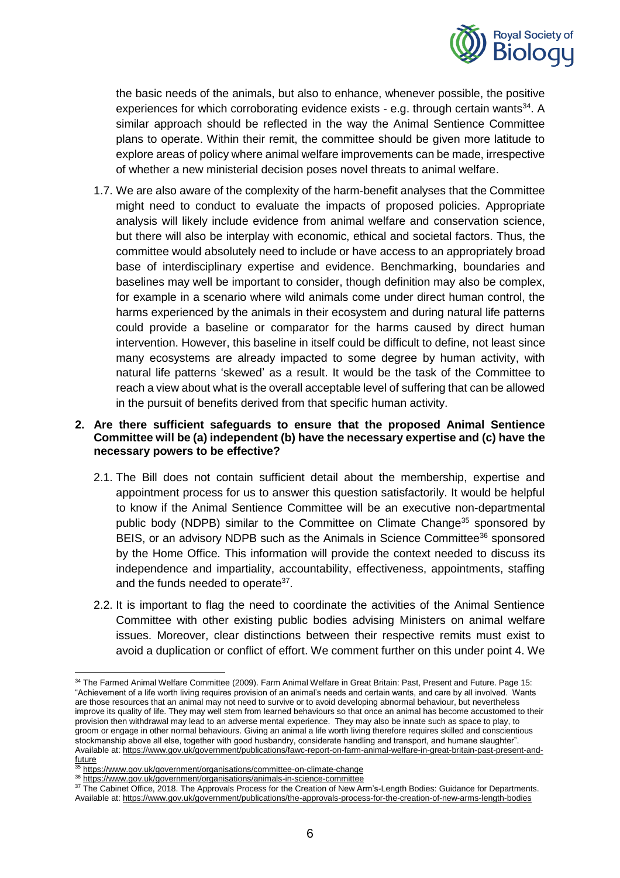the basic needs of the animals, but also to enhance, whenever possible, the positive experiences for which corroborating evidence exists - e.g. through certain wants[34]. A similar approach should be reflected in the way the Animal Sentience Committee plans to operate. Within their remit, the committee should be given more latitude to explore areas of policy where animal welfare improvements can be made, irrespective of whether a new ministerial decision poses novel threats to animal welfare.

1.7. We are also aware of the complexity of the harm-benefit analyses that the Committee might need to conduct to evaluate the impacts of proposed policies. Appropriate analysis will likely include evidence from animal welfare and conservation science, but there will also be interplay with economic, ethical and societal factors. Thus, the committee would absolutely need to include or have access to an appropriately broad base of interdisciplinary expertise and evidence. Benchmarking, boundaries and baselines may well be important to consider, though definition may also be complex, for example in a scenario where wild animals come under direct human control, the harms experienced by the animals in their ecosystem and during natural life patterns could provide a baseline or comparator for the harms caused by direct human intervention. However, this baseline in itself could be difficult to define, not least since many ecosystems are already impacted to some degree by human activity, with natural life patterns 'skewed' as a result. It would be the task of the Committee to reach a view about what is the overall acceptable level of suffering that can be allowed in the pursuit of benefits derived from that specific human activity.

**2. Are there sufficient safeguards to ensure that the proposed Animal Sentience Committee will be (a) independent (b) have the necessary expertise and (c) have the necessary powers to be effective?**

2.1. The Bill does not contain sufficient detail about the membership, expertise and appointment process for us to answer this question satisfactorily. It would be helpful to know if the Animal Sentience Committee will be an executive non-departmental public body (NDPB) similar to the Committee on Climate Change[35] sponsored by BEIS, or an advisory NDPB such as the Animals in Science Committee[36] sponsored by the Home Office. This information will provide the context needed to discuss its independence and impartiality, accountability, effectiveness, appointments, staffing and the funds needed to operate[37].

2.2. It is important to flag the need to coordinate the activities of the Animal Sentience Committee with other existing public bodies advising Ministers on animal welfare issues. Moreover, clear distinctions between their respective remits must exist to avoid a duplication or conflict of effort. We comment further on this under point 4. We

---

[34] The Farmed Animal Welfare Committee (2009). Farm Animal Welfare in Great Britain: Past, Present and Future. Page 15: "Achievement of a life worth living requires provision of an animal's needs and certain wants, and care by all involved. Wants are those resources that an animal may not need to survive or to avoid developing abnormal behaviour, but nevertheless improve its quality of life. They may well stem from learned behaviours so that once an animal has become accustomed to their provision then withdrawal may lead to an adverse mental experience. They may also be innate such as space to play, to groom or engage in other normal behaviours. Giving an animal a life worth living therefore requires skilled and conscientious stockmanship above all else, together with good husbandry, considerate handling and transport, and humane slaughter". Available at: https://www.gov.uk/government/publications/fawc-report-on-farm-animal-welfare-in-great-britain-past-present-and-future

[35] https://www.gov.uk/government/organisations/committee-on-climate-change

[36] https://www.gov.uk/government/organisations/animals-in-science-committee

[37] The Cabinet Office, 2018. The Approvals Process for the Creation of New Arm's-Length Bodies: Guidance for Departments. Available at: https://www.gov.uk/government/publications/the-approvals-process-for-the-creation-of-new-arms-length-bodies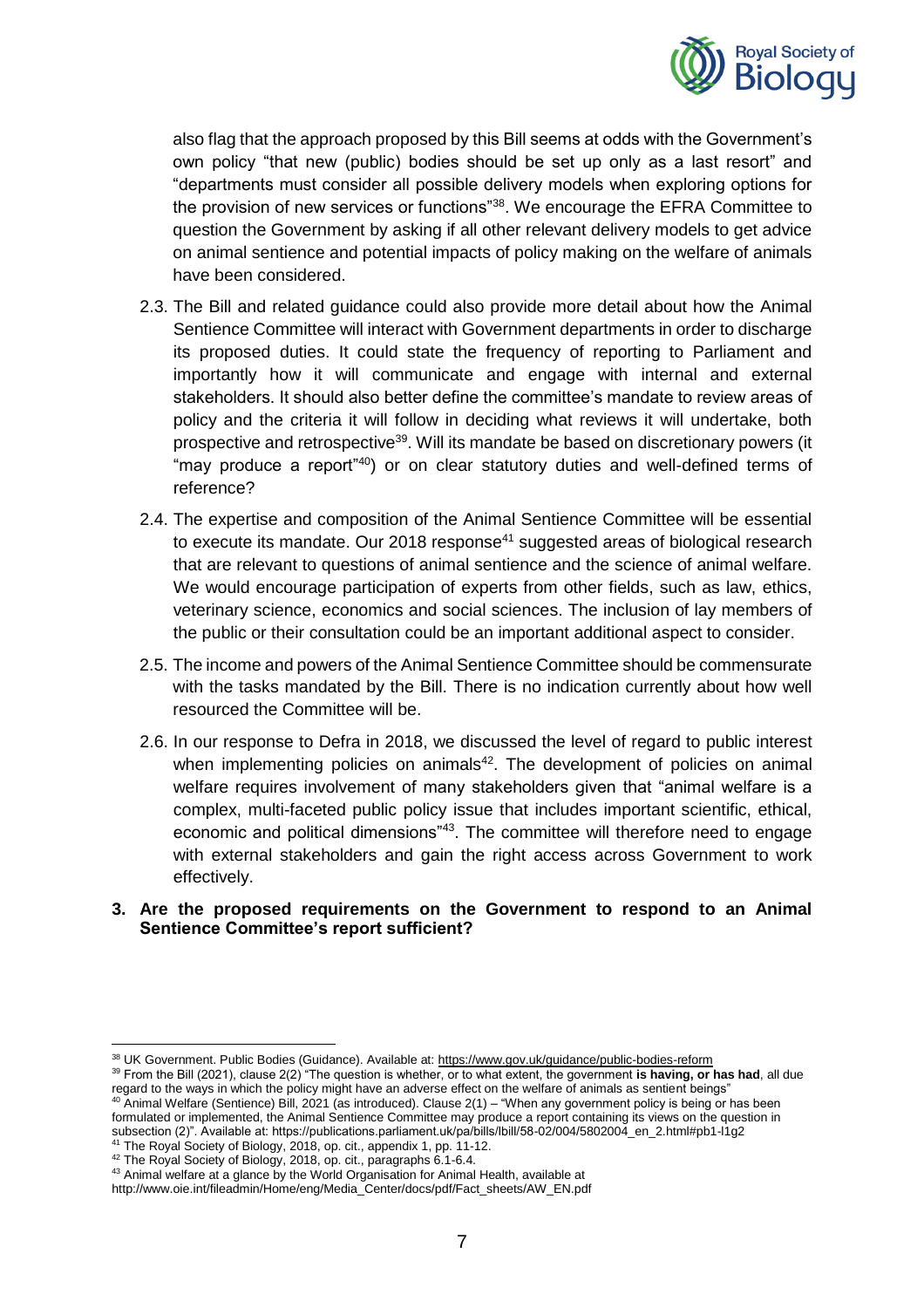also flag that the approach proposed by this Bill seems at odds with the Government's own policy "that new (public) bodies should be set up only as a last resort" and "departments must consider all possible delivery models when exploring options for the provision of new services or functions"[38]. We encourage the EFRA Committee to question the Government by asking if all other relevant delivery models to get advice on animal sentience and potential impacts of policy making on the welfare of animals have been considered.

2.3. The Bill and related guidance could also provide more detail about how the Animal Sentience Committee will interact with Government departments in order to discharge its proposed duties. It could state the frequency of reporting to Parliament and importantly how it will communicate and engage with internal and external stakeholders. It should also better define the committee's mandate to review areas of policy and the criteria it will follow in deciding what reviews it will undertake, both prospective and retrospective[39]. Will its mandate be based on discretionary powers (it "may produce a report"[40]) or on clear statutory duties and well-defined terms of reference?

2.4. The expertise and composition of the Animal Sentience Committee will be essential to execute its mandate. Our 2018 response[41] suggested areas of biological research that are relevant to questions of animal sentience and the science of animal welfare. We would encourage participation of experts from other fields, such as law, ethics, veterinary science, economics and social sciences. The inclusion of lay members of the public or their consultation could be an important additional aspect to consider.

2.5. The income and powers of the Animal Sentience Committee should be commensurate with the tasks mandated by the Bill. There is no indication currently about how well resourced the Committee will be.

2.6. In our response to Defra in 2018, we discussed the level of regard to public interest when implementing policies on animals[42]. The development of policies on animal welfare requires involvement of many stakeholders given that "animal welfare is a complex, multi-faceted public policy issue that includes important scientific, ethical, economic and political dimensions"[43]. The committee will therefore need to engage with external stakeholders and gain the right access across Government to work effectively.

**3. Are the proposed requirements on the Government to respond to an Animal Sentience Committee's report sufficient?**

---

[38] UK Government. Public Bodies (Guidance). Available at: https://www.gov.uk/guidance/public-bodies-reform

[39] From the Bill (2021), clause 2(2) "The question is whether, or to what extent, the government **is having, or has had**, all due regard to the ways in which the policy might have an adverse effect on the welfare of animals as sentient beings"

[40] Animal Welfare (Sentience) Bill, 2021 (as introduced). Clause 2(1) – "When any government policy is being or has been formulated or implemented, the Animal Sentience Committee may produce a report containing its views on the question in subsection (2)". Available at: https://publications.parliament.uk/pa/bills/lbill/58-02/004/5802004_en_2.html#pb1-l1g2

[41] The Royal Society of Biology, 2018, op. cit., appendix 1, pp. 11-12.

[42] The Royal Society of Biology, 2018, op. cit., paragraphs 6.1-6.4.

[43] Animal welfare at a glance by the World Organisation for Animal Health, available at http://www.oie.int/fileadmin/Home/eng/Media_Center/docs/pdf/Fact_sheets/AW_EN.pdf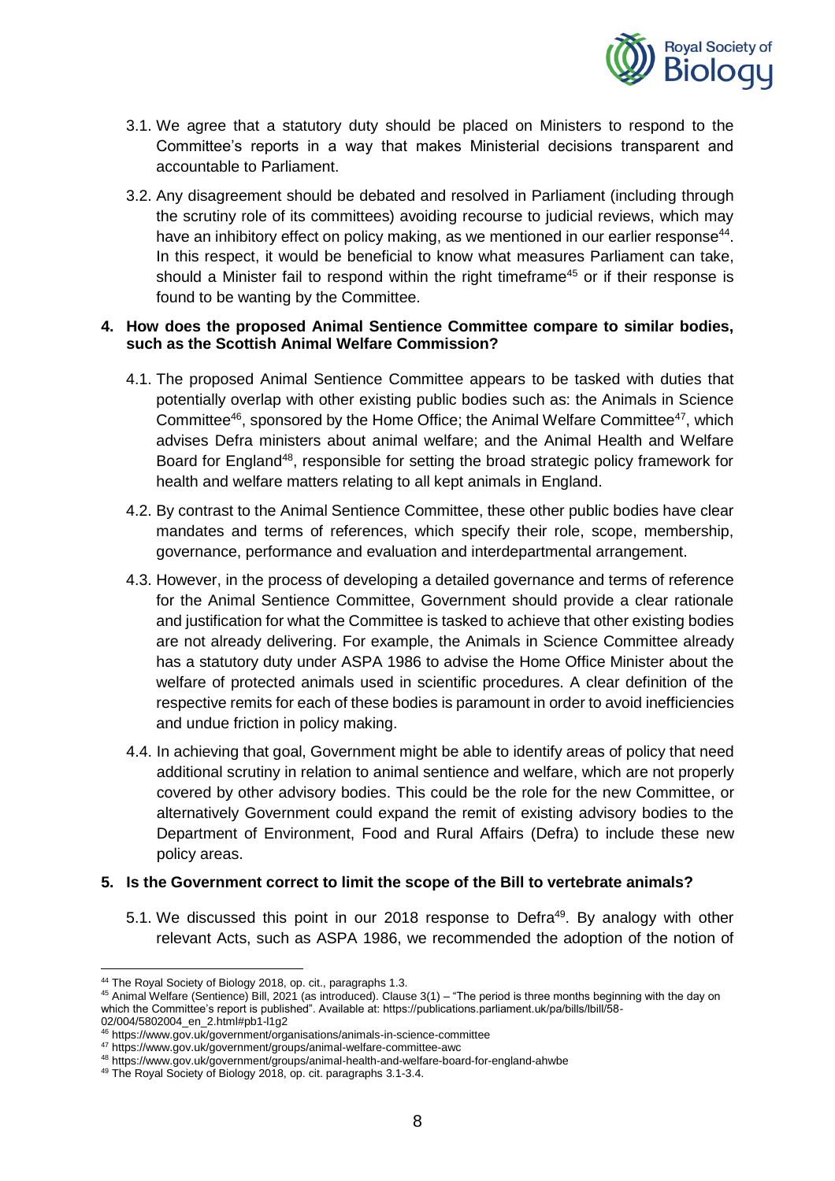3.1. We agree that a statutory duty should be placed on Ministers to respond to the Committee's reports in a way that makes Ministerial decisions transparent and accountable to Parliament.

3.2. Any disagreement should be debated and resolved in Parliament (including through the scrutiny role of its committees) avoiding recourse to judicial reviews, which may have an inhibitory effect on policy making, as we mentioned in our earlier response[44]. In this respect, it would be beneficial to know what measures Parliament can take, should a Minister fail to respond within the right timeframe[45] or if their response is found to be wanting by the Committee.

**4. How does the proposed Animal Sentience Committee compare to similar bodies, such as the Scottish Animal Welfare Commission?**

4.1. The proposed Animal Sentience Committee appears to be tasked with duties that potentially overlap with other existing public bodies such as: the Animals in Science Committee[46], sponsored by the Home Office; the Animal Welfare Committee[47], which advises Defra ministers about animal welfare; and the Animal Health and Welfare Board for England[48], responsible for setting the broad strategic policy framework for health and welfare matters relating to all kept animals in England.

4.2. By contrast to the Animal Sentience Committee, these other public bodies have clear mandates and terms of references, which specify their role, scope, membership, governance, performance and evaluation and interdepartmental arrangement.

4.3. However, in the process of developing a detailed governance and terms of reference for the Animal Sentience Committee, Government should provide a clear rationale and justification for what the Committee is tasked to achieve that other existing bodies are not already delivering. For example, the Animals in Science Committee already has a statutory duty under ASPA 1986 to advise the Home Office Minister about the welfare of protected animals used in scientific procedures. A clear definition of the respective remits for each of these bodies is paramount in order to avoid inefficiencies and undue friction in policy making.

4.4. In achieving that goal, Government might be able to identify areas of policy that need additional scrutiny in relation to animal sentience and welfare, which are not properly covered by other advisory bodies. This could be the role for the new Committee, or alternatively Government could expand the remit of existing advisory bodies to the Department of Environment, Food and Rural Affairs (Defra) to include these new policy areas.

**5. Is the Government correct to limit the scope of the Bill to vertebrate animals?**

5.1. We discussed this point in our 2018 response to Defra[49]. By analogy with other relevant Acts, such as ASPA 1986, we recommended the adoption of the notion of

---

[44] The Royal Society of Biology 2018, op. cit., paragraphs 1.3.

[45] Animal Welfare (Sentience) Bill, 2021 (as introduced). Clause 3(1) – "The period is three months beginning with the day on which the Committee's report is published". Available at: https://publications.parliament.uk/pa/bills/lbill/58-02/004/5802004_en_2.html#pb1-l1g2

[46] https://www.gov.uk/government/organisations/animals-in-science-committee

[47] https://www.gov.uk/government/groups/animal-welfare-committee-awc

[48] https://www.gov.uk/government/groups/animal-health-and-welfare-board-for-england-ahwbe

[49] The Royal Society of Biology 2018, op. cit. paragraphs 3.1-3.4.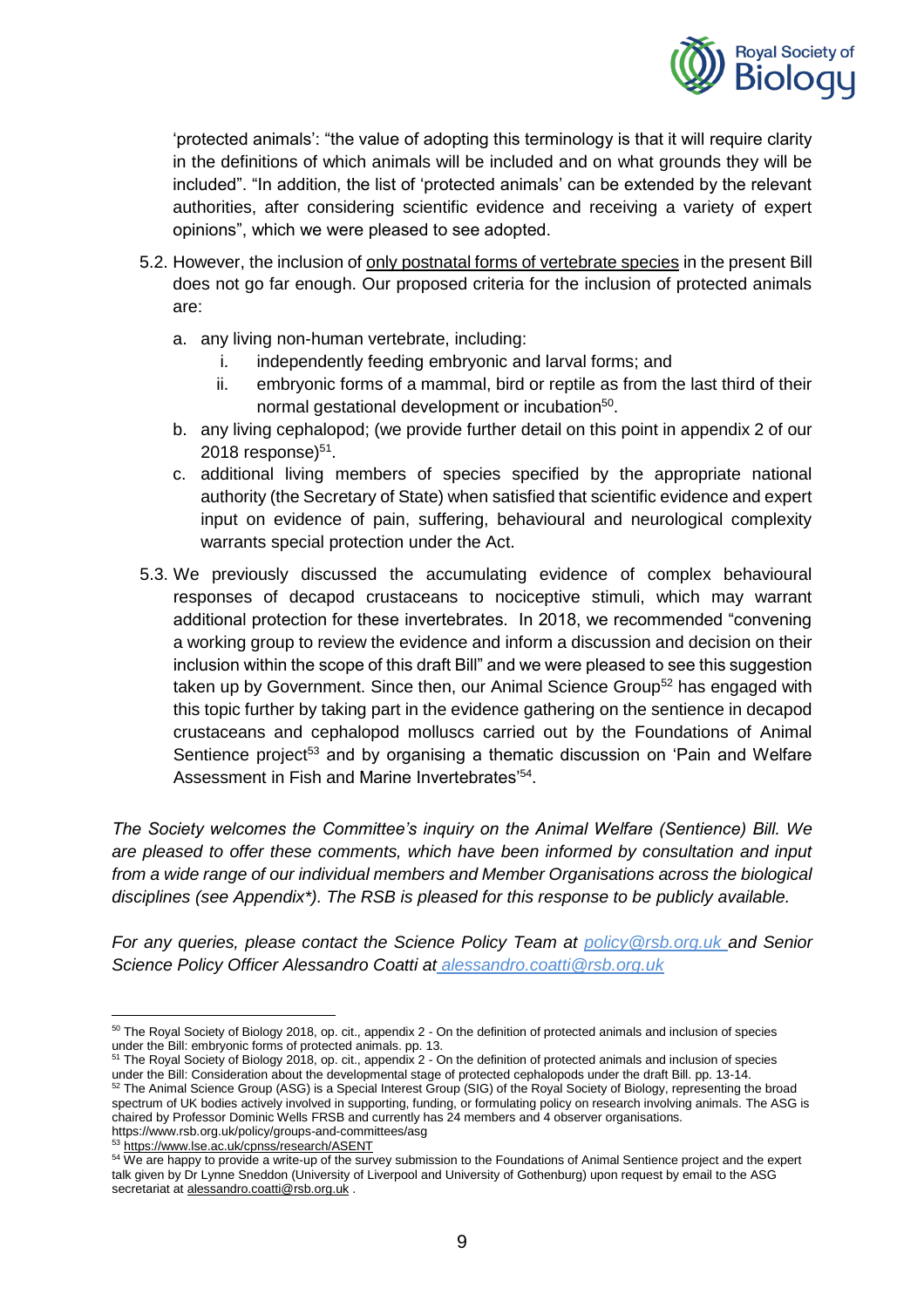'protected animals': "the value of adopting this terminology is that it will require clarity in the definitions of which animals will be included and on what grounds they will be included". "In addition, the list of 'protected animals' can be extended by the relevant authorities, after considering scientific evidence and receiving a variety of expert opinions", which we were pleased to see adopted.

5.2. However, the inclusion of <u>only postnatal forms of vertebrate species</u> in the present Bill does not go far enough. Our proposed criteria for the inclusion of protected animals are:

a. any living non-human vertebrate, including:
   i. independently feeding embryonic and larval forms; and
   ii. embryonic forms of a mammal, bird or reptile as from the last third of their normal gestational development or incubation[50].

b. any living cephalopod; (we provide further detail on this point in appendix 2 of our 2018 response)[51].

c. additional living members of species specified by the appropriate national authority (the Secretary of State) when satisfied that scientific evidence and expert input on evidence of pain, suffering, behavioural and neurological complexity warrants special protection under the Act.

5.3. We previously discussed the accumulating evidence of complex behavioural responses of decapod crustaceans to nociceptive stimuli, which may warrant additional protection for these invertebrates. In 2018, we recommended "convening a working group to review the evidence and inform a discussion and decision on their inclusion within the scope of this draft Bill" and we were pleased to see this suggestion taken up by Government. Since then, our Animal Science Group[52] has engaged with this topic further by taking part in the evidence gathering on the sentience in decapod crustaceans and cephalopod molluscs carried out by the Foundations of Animal Sentience project[53] and by organising a thematic discussion on 'Pain and Welfare Assessment in Fish and Marine Invertebrates'[54].

*The Society welcomes the Committee's inquiry on the Animal Welfare (Sentience) Bill. We are pleased to offer these comments, which have been informed by consultation and input from a wide range of our individual members and Member Organisations across the biological disciplines (see Appendix\*). The RSB is pleased for this response to be publicly available.*

*For any queries, please contact the Science Policy Team at policy@rsb.org.uk and Senior Science Policy Officer Alessandro Coatti at alessandro.coatti@rsb.org.uk*

---

[50] The Royal Society of Biology 2018, op. cit., appendix 2 - On the definition of protected animals and inclusion of species under the Bill: embryonic forms of protected animals. pp. 13.

[51] The Royal Society of Biology 2018, op. cit., appendix 2 - On the definition of protected animals and inclusion of species under the Bill: Consideration about the developmental stage of protected cephalopods under the draft Bill. pp. 13-14.

[52] The Animal Science Group (ASG) is a Special Interest Group (SIG) of the Royal Society of Biology, representing the broad spectrum of UK bodies actively involved in supporting, funding, or formulating policy on research involving animals. The ASG is chaired by Professor Dominic Wells FRSB and currently has 24 members and 4 observer organisations. https://www.rsb.org.uk/policy/groups-and-committees/asg

[53] https://www.lse.ac.uk/cpnss/research/ASENT

[54] We are happy to provide a write-up of the survey submission to the Foundations of Animal Sentience project and the expert talk given by Dr Lynne Sneddon (University of Liverpool and University of Gothenburg) upon request by email to the ASG secretariat at alessandro.coatti@rsb.org.uk .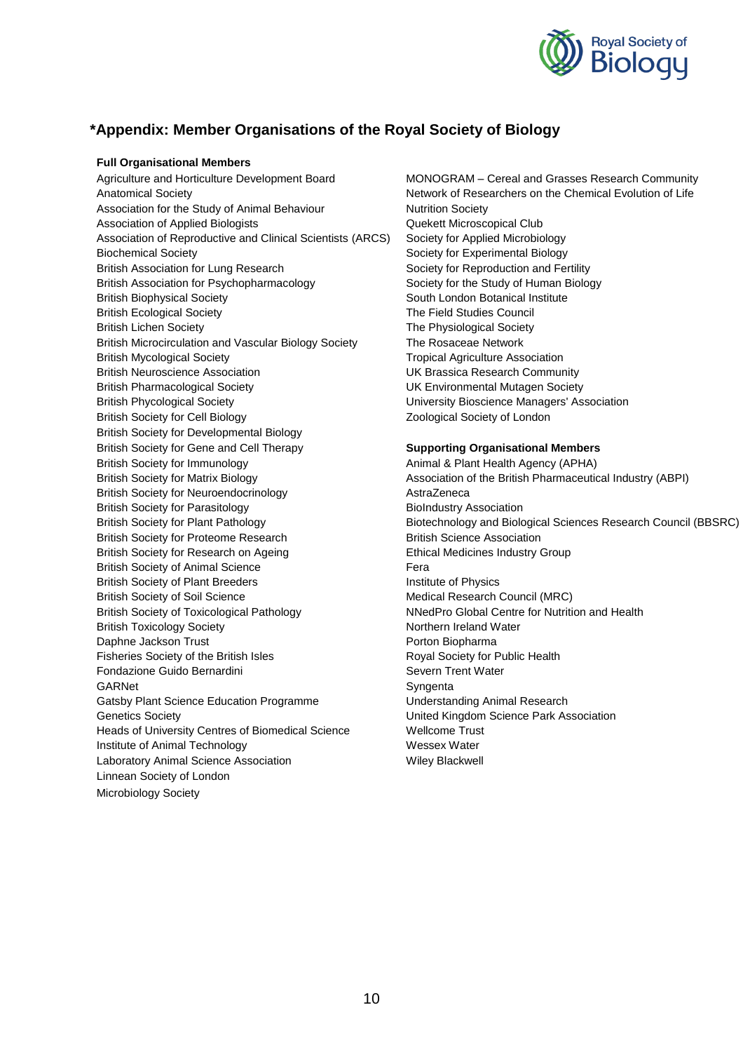## *Appendix: Member Organisations of the Royal Society of Biology

**Full Organisational Members**

Agriculture and Horticulture Development Board
Anatomical Society
Association for the Study of Animal Behaviour
Association of Applied Biologists
Association of Reproductive and Clinical Scientists (ARCS)
Biochemical Society
British Association for Lung Research
British Association for Psychopharmacology
British Biophysical Society
British Ecological Society
British Lichen Society
British Microcirculation and Vascular Biology Society
British Mycological Society
British Neuroscience Association
British Pharmacological Society
British Phycological Society
British Society for Cell Biology
British Society for Developmental Biology
British Society for Gene and Cell Therapy
British Society for Immunology
British Society for Matrix Biology
British Society for Neuroendocrinology
British Society for Parasitology
British Society for Plant Pathology
British Society for Proteome Research
British Society for Research on Ageing
British Society of Animal Science
British Society of Plant Breeders
British Society of Soil Science
British Society of Toxicological Pathology
British Toxicology Society
Daphne Jackson Trust
Fisheries Society of the British Isles
Fondazione Guido Bernardini
GARNet
Gatsby Plant Science Education Programme
Genetics Society
Heads of University Centres of Biomedical Science
Institute of Animal Technology
Laboratory Animal Science Association
Linnean Society of London
Microbiology Society
MONOGRAM – Cereal and Grasses Research Community
Network of Researchers on the Chemical Evolution of Life
Nutrition Society
Quekett Microscopical Club
Society for Applied Microbiology
Society for Experimental Biology
Society for Reproduction and Fertility
Society for the Study of Human Biology
South London Botanical Institute
The Field Studies Council
The Physiological Society
The Rosaceae Network
Tropical Agriculture Association
UK Brassica Research Community
UK Environmental Mutagen Society
University Bioscience Managers' Association
Zoological Society of London

**Supporting Organisational Members**

Animal & Plant Health Agency (APHA)
Association of the British Pharmaceutical Industry (ABPI)
AstraZeneca
BioIndustry Association
Biotechnology and Biological Sciences Research Council (BBSRC)
British Science Association
Ethical Medicines Industry Group
Fera
Institute of Physics
Medical Research Council (MRC)
NNedPro Global Centre for Nutrition and Health
Northern Ireland Water
Porton Biopharma
Royal Society for Public Health
Severn Trent Water
Syngenta
Understanding Animal Research
United Kingdom Science Park Association
Wellcome Trust
Wessex Water
Wiley Blackwell